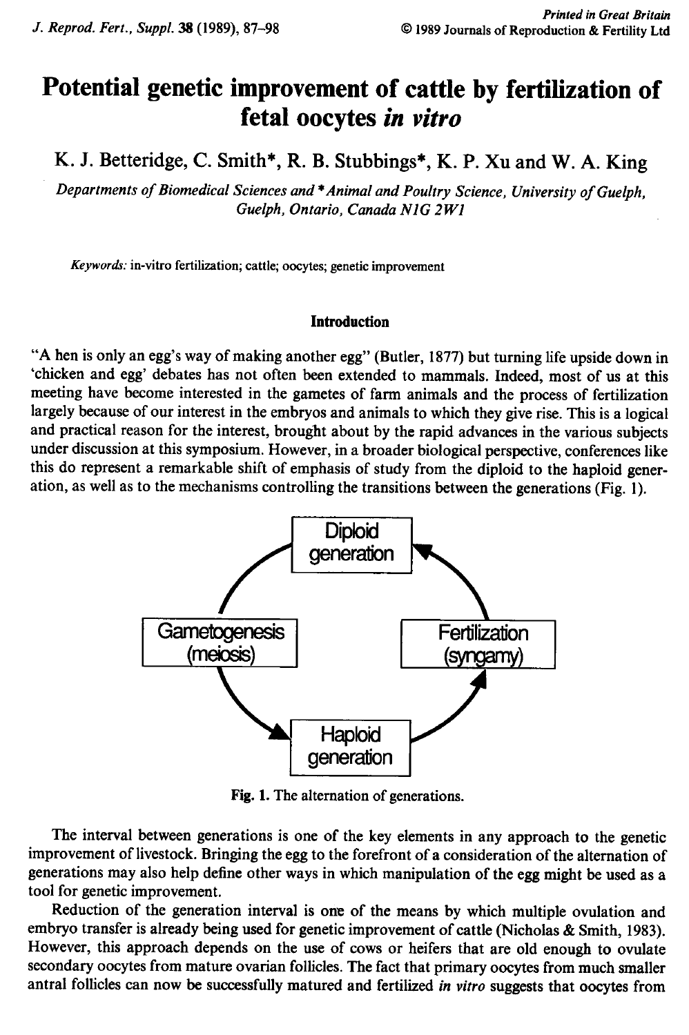# Potential genetic improvement of cattle by fertilization of fetal oocytes *in vitro*

K. J. Betteridge, C. Smith*, R. B. Stubbings*, K. P. Xu and W. A. King

*Departments of Biomedical Sciences and \*Animal and Poultry Science, University of Guelph, Guelph, Ontario, Canada N1G 2W1*

*Keywords:* in-vitro fertilization; cattle; oocytes; genetic improvement

## Introduction

"A hen is only an egg's way of making another egg" (Butler, 1877) but turning life upside down in 'chicken and egg' debates has not often been extended to mammals. Indeed, most of us at this meeting have become interested in the gametes of farm animals and the process of fertilization largely because of our interest in the embryos and animals to which they give rise. This is a logical and practical reason for the interest, brought about by the rapid advances in the various subjects under discussion at this symposium. However, in a broader biological perspective, conferences like this do represent a remarkable shift of emphasis of study from the diploid to the haploid generation, as well as to the mechanisms controlling the transitions between the generations (Fig. 1).

Diploid generation → Fertilization (syngamy) … Gametogenesis (meiosis) → Haploid generation → Fertilization (syngamy) → Diploid generation

Fig. 1. The alternation of generations.

The interval between generations is one of the key elements in any approach to the genetic improvement of livestock. Bringing the egg to the forefront of a consideration of the alternation of generations may also help define other ways in which manipulation of the egg might be used as a tool for genetic improvement.

Reduction of the generation interval is one of the means by which multiple ovulation and embryo transfer is already being used for genetic improvement of cattle (Nicholas & Smith, 1983). However, this approach depends on the use of cows or heifers that are old enough to ovulate secondary oocytes from mature ovarian follicles. The fact that primary oocytes from much smaller antral follicles can now be successfully matured and fertilized *in vitro* suggests that oocytes from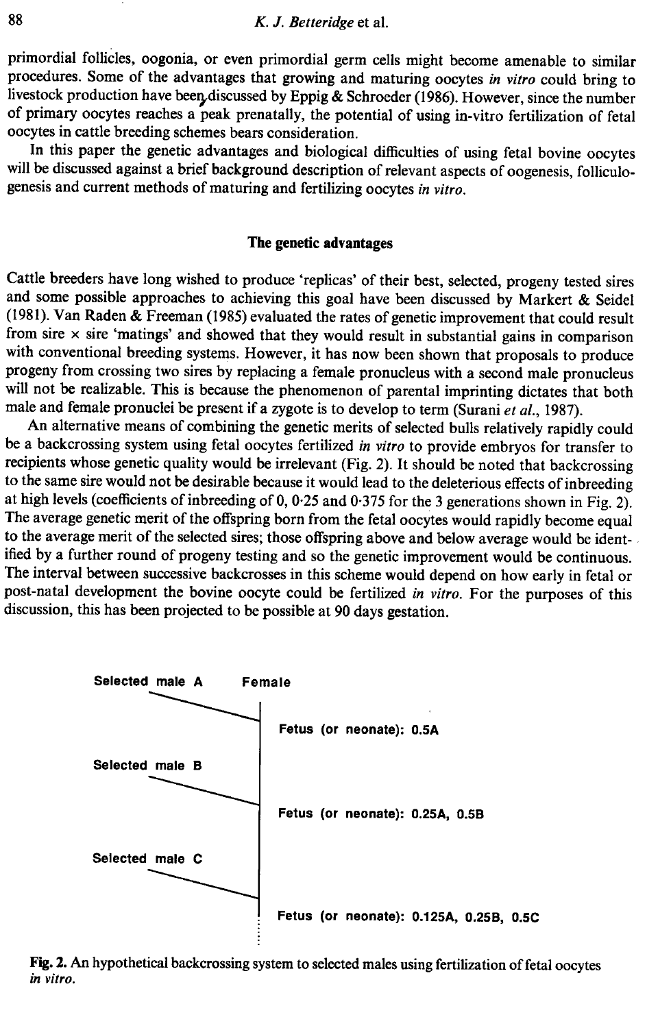primordial follicles, oogonia, or even primordial germ cells might become amenable to similar procedures. Some of the advantages that growing and maturing oocytes *in vitro* could bring to livestock production have been discussed by Eppig & Schroeder (1986). However, since the number of primary oocytes reaches a peak prenatally, the potential of using in-vitro fertilization of fetal oocytes in cattle breeding schemes bears consideration.

In this paper the genetic advantages and biological difficulties of using fetal bovine oocytes will be discussed against a brief background description of relevant aspects of oogenesis, folliculogenesis and current methods of maturing and fertilizing oocytes *in vitro*.

## The genetic advantages

Cattle breeders have long wished to produce 'replicas' of their best, selected, progeny tested sires and some possible approaches to achieving this goal have been discussed by Markert & Seidel (1981). Van Raden & Freeman (1985) evaluated the rates of genetic improvement that could result from sire × sire 'matings' and showed that they would result in substantial gains in comparison with conventional breeding systems. However, it has now been shown that proposals to produce progeny from crossing two sires by replacing a female pronucleus with a second male pronucleus will not be realizable. This is because the phenomenon of parental imprinting dictates that both male and female pronuclei be present if a zygote is to develop to term (Surani *et al.*, 1987).

An alternative means of combining the genetic merits of selected bulls relatively rapidly could be a backcrossing system using fetal oocytes fertilized *in vitro* to provide embryos for transfer to recipients whose genetic quality would be irrelevant (Fig. 2). It should be noted that backcrossing to the same sire would not be desirable because it would lead to the deleterious effects of inbreeding at high levels (coefficients of inbreeding of 0, 0·25 and 0·375 for the 3 generations shown in Fig. 2). The average genetic merit of the offspring born from the fetal oocytes would rapidly become equal to the average merit of the selected sires; those offspring above and below average would be identified by a further round of progeny testing and so the genetic improvement would be continuous. The interval between successive backcrosses in this scheme would depend on how early in fetal or post-natal development the bovine oocyte could be fertilized *in vitro*. For the purposes of this discussion, this has been projected to be possible at 90 days gestation.

Selected male A — Female

Fetus (or neonate): 0.5A

Selected male B

Fetus (or neonate): 0.25A, 0.5B

Selected male C

Fetus (or neonate): 0.125A, 0.25B, 0.5C

**Fig. 2.** An hypothetical backcrossing system to selected males using fertilization of fetal oocytes *in vitro*.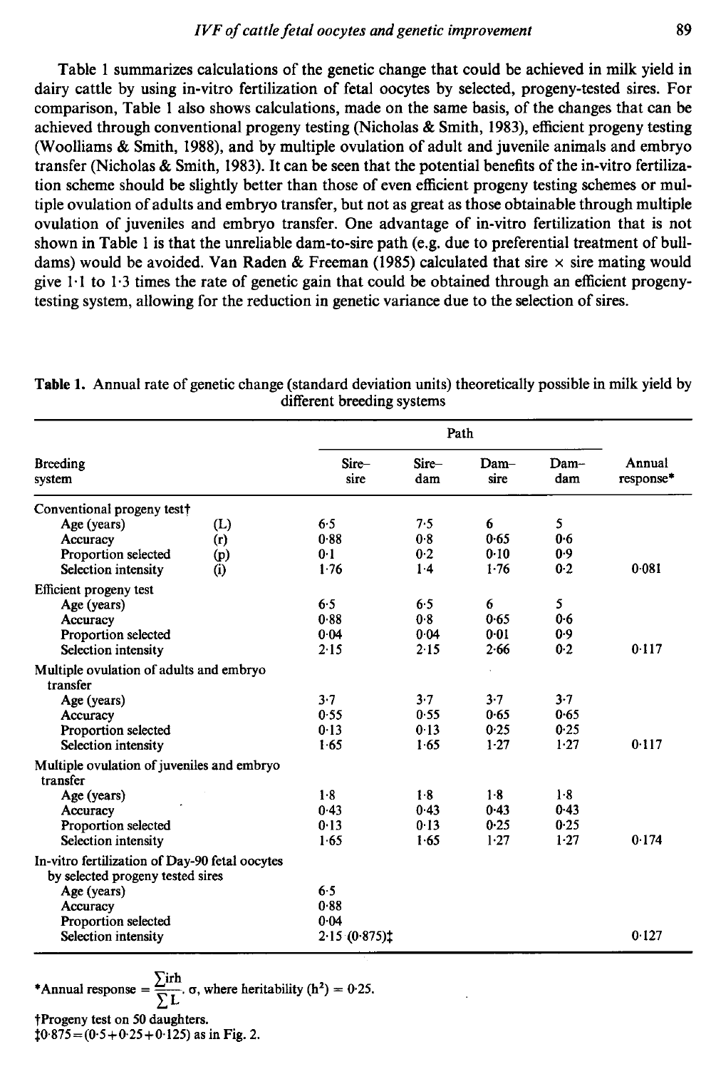Table 1 summarizes calculations of the genetic change that could be achieved in milk yield in dairy cattle by using in-vitro fertilization of fetal oocytes by selected, progeny-tested sires. For comparison, Table 1 also shows calculations, made on the same basis, of the changes that can be achieved through conventional progeny testing (Nicholas & Smith, 1983), efficient progeny testing (Woolliams & Smith, 1988), and by multiple ovulation of adult and juvenile animals and embryo transfer (Nicholas & Smith, 1983). It can be seen that the potential benefits of the in-vitro fertilization scheme should be slightly better than those of even efficient progeny testing schemes or multiple ovulation of adults and embryo transfer, but not as great as those obtainable through multiple ovulation of juveniles and embryo transfer. One advantage of in-vitro fertilization that is not shown in Table 1 is that the unreliable dam-to-sire path (e.g. due to preferential treatment of bull-dams) would be avoided. Van Raden & Freeman (1985) calculated that sire × sire mating would give 1·1 to 1·3 times the rate of genetic gain that could be obtained through an efficient progeny-testing system, allowing for the reduction in genetic variance due to the selection of sires.

**Table 1.** Annual rate of genetic change (standard deviation units) theoretically possible in milk yield by different breeding systems

| Breeding system | | Path | | | | Annual response* |
|---|---|---|---|---|---|---|
| | | Sire–sire | Sire–dam | Dam–sire | Dam–dam | |
| **Conventional progeny test†** | | | | | | |
| Age (years) | (L) | 6·5 | 7·5 | 6 | 5 | |
| Accuracy | (r) | 0·88 | 0·8 | 0·65 | 0·6 | |
| Proportion selected | (p) | 0·1 | 0·2 | 0·10 | 0·9 | |
| Selection intensity | (i) | 1·76 | 1·4 | 1·76 | 0·2 | 0·081 |
| **Efficient progeny test** | | | | | | |
| Age (years) | | 6·5 | 6·5 | 6 | 5 | |
| Accuracy | | 0·88 | 0·8 | 0·65 | 0·6 | |
| Proportion selected | | 0·04 | 0·04 | 0·01 | 0·9 | |
| Selection intensity | | 2·15 | 2·15 | 2·66 | 0·2 | 0·117 |
| **Multiple ovulation of adults and embryo transfer** | | | | | | |
| Age (years) | | 3·7 | 3·7 | 3·7 | 3·7 | |
| Accuracy | | 0·55 | 0·55 | 0·65 | 0·65 | |
| Proportion selected | | 0·13 | 0·13 | 0·25 | 0·25 | |
| Selection intensity | | 1·65 | 1·65 | 1·27 | 1·27 | 0·117 |
| **Multiple ovulation of juveniles and embryo transfer** | | | | | | |
| Age (years) | | 1·8 | 1·8 | 1·8 | 1·8 | |
| Accuracy | | 0·43 | 0·43 | 0·43 | 0·43 | |
| Proportion selected | | 0·13 | 0·13 | 0·25 | 0·25 | |
| Selection intensity | | 1·65 | 1·65 | 1·27 | 1·27 | 0·174 |
| **In-vitro fertilization of Day-90 fetal oocytes by selected progeny tested sires** | | | | | | |
| Age (years) | | 6·5 | | | | |
| Accuracy | | 0·88 | | | | |
| Proportion selected | | 0·04 | | | | |
| Selection intensity | | 2·15 (0·875)‡ | | | | 0·127 |

*Annual response $= \dfrac{\sum irh}{\sum L} \cdot \sigma$, where heritability ($h^2$) = 0·25.

†Progeny test on 50 daughters.

‡0·875 = (0·5 + 0·25 + 0·125) as in Fig. 2.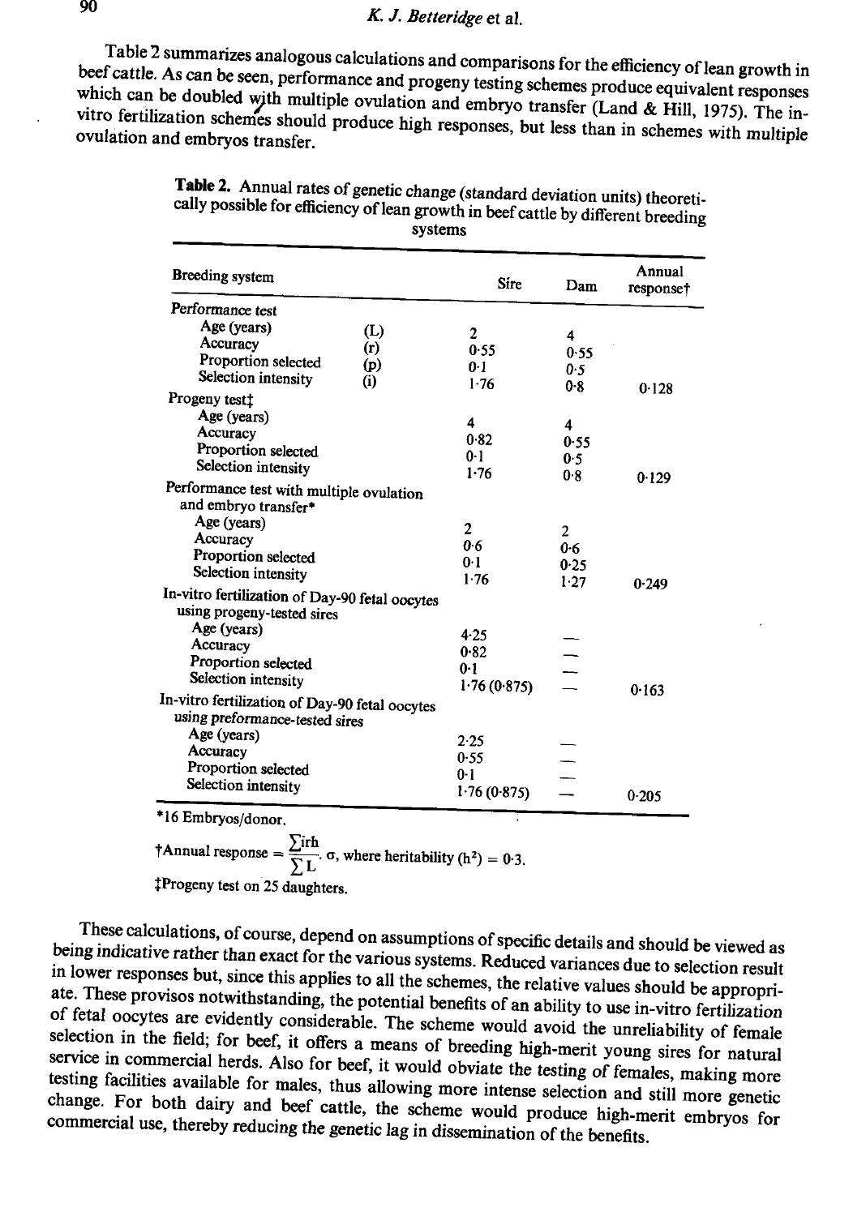Table 2 summarizes analogous calculations and comparisons for the efficiency of lean growth in beef cattle. As can be seen, performance and progeny testing schemes produce equivalent responses which can be doubled with multiple ovulation and embryo transfer (Land & Hill, 1975). The in-vitro fertilization schemes should produce high responses, but less than in schemes with multiple ovulation and embryos transfer.

**Table 2.** Annual rates of genetic change (standard deviation units) theoretically possible for efficiency of lean growth in beef cattle by different breeding systems

| Breeding system | | Sire | Dam | Annual response† |
|---|---|---|---|---|
| Performance test | | | | |
| Age (years) | (L) | 2 | 4 | |
| Accuracy | (r) | 0·55 | 0·55 | |
| Proportion selected | (p) | 0·1 | 0·5 | |
| Selection intensity | (i) | 1·76 | 0·8 | 0·128 |
| Progeny test‡ | | | | |
| Age (years) | | 4 | 4 | |
| Accuracy | | 0·82 | 0·55 | |
| Proportion selected | | 0·1 | 0·5 | |
| Selection intensity | | 1·76 | 0·8 | 0·129 |
| Performance test with multiple ovulation and embryo transfer* | | | | |
| Age (years) | | 2 | 2 | |
| Accuracy | | 0·6 | 0·6 | |
| Proportion selected | | 0·1 | 0·25 | |
| Selection intensity | | 1·76 | 1·27 | 0·249 |
| In-vitro fertilization of Day-90 fetal oocytes using progeny-tested sires | | | | |
| Age (years) | | 4·25 | — | |
| Accuracy | | 0·82 | — | |
| Proportion selected | | 0·1 | — | |
| Selection intensity | | 1·76 (0·875) | — | 0·163 |
| In-vitro fertilization of Day-90 fetal oocytes using preformance-tested sires | | | | |
| Age (years) | | 2·25 | — | |
| Accuracy | | 0·55 | — | |
| Proportion selected | | 0·1 | — | |
| Selection intensity | | 1·76 (0·875) | — | 0·205 |

*16 Embryos/donor.

†Annual response $= \frac{\sum irh}{\sum L} \cdot \sigma$, where heritability ($h^2$) = 0·3.

‡Progeny test on 25 daughters.

These calculations, of course, depend on assumptions of specific details and should be viewed as being indicative rather than exact for the various systems. Reduced variances due to selection result in lower responses but, since this applies to all the schemes, the relative values should be appropriate. These provisos notwithstanding, the potential benefits of an ability to use in-vitro fertilization of fetal oocytes are evidently considerable. The scheme would avoid the unreliability of female selection in the field; for beef, it offers a means of breeding high-merit young sires for natural service in commercial herds. Also for beef, it would obviate the testing of females, making more testing facilities available for males, thus allowing more intense selection and still more genetic change. For both dairy and beef cattle, the scheme would produce high-merit embryos for commercial use, thereby reducing the genetic lag in dissemination of the benefits.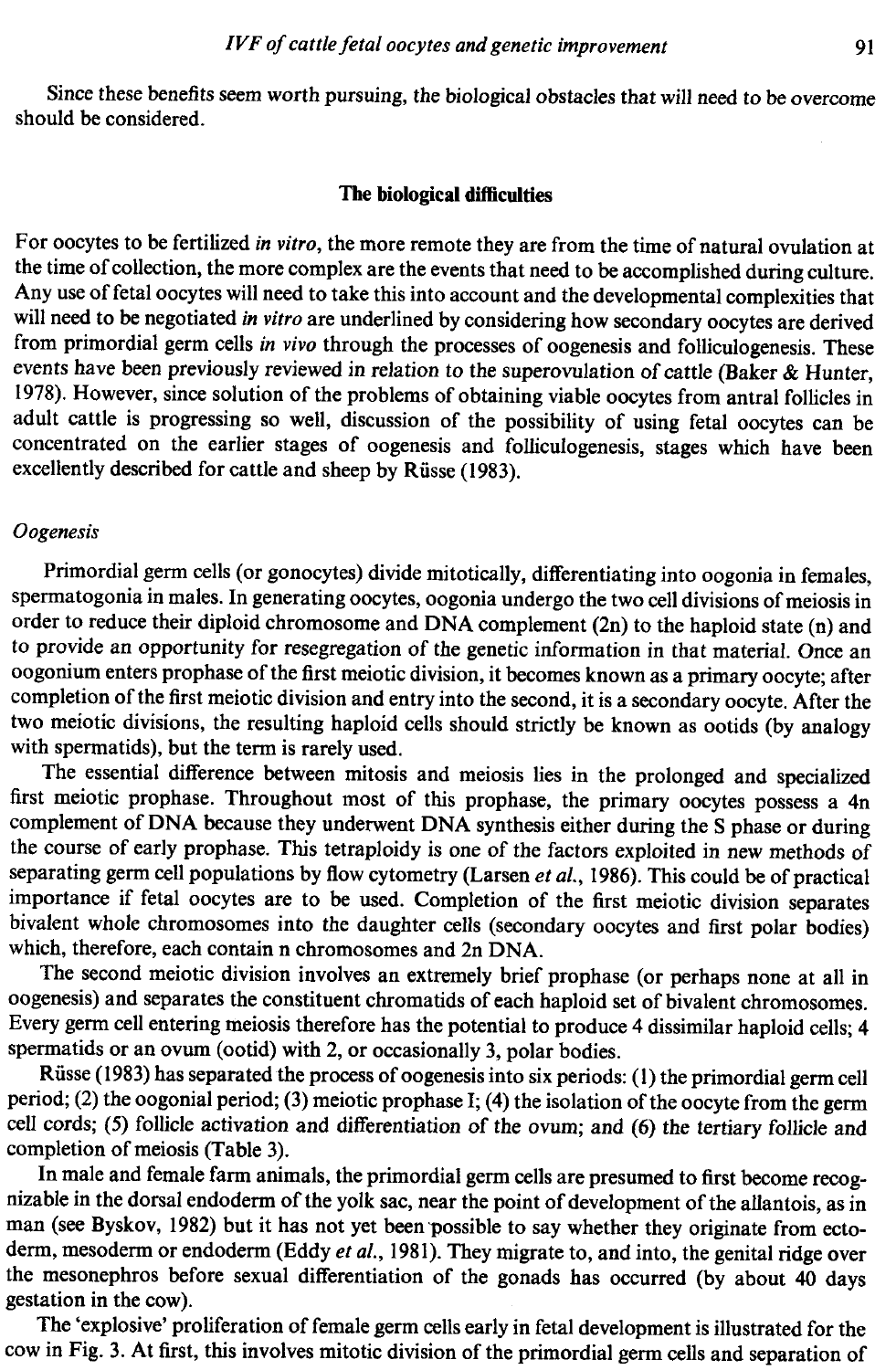Since these benefits seem worth pursuing, the biological obstacles that will need to be overcome should be considered.

## The biological difficulties

For oocytes to be fertilized *in vitro*, the more remote they are from the time of natural ovulation at the time of collection, the more complex are the events that need to be accomplished during culture. Any use of fetal oocytes will need to take this into account and the developmental complexities that will need to be negotiated *in vitro* are underlined by considering how secondary oocytes are derived from primordial germ cells *in vivo* through the processes of oogenesis and folliculogenesis. These events have been previously reviewed in relation to the superovulation of cattle (Baker & Hunter, 1978). However, since solution of the problems of obtaining viable oocytes from antral follicles in adult cattle is progressing so well, discussion of the possibility of using fetal oocytes can be concentrated on the earlier stages of oogenesis and folliculogenesis, stages which have been excellently described for cattle and sheep by Rüsse (1983).

### *Oogenesis*

Primordial germ cells (or gonocytes) divide mitotically, differentiating into oogonia in females, spermatogonia in males. In generating oocytes, oogonia undergo the two cell divisions of meiosis in order to reduce their diploid chromosome and DNA complement (2n) to the haploid state (n) and to provide an opportunity for resegregation of the genetic information in that material. Once an oogonium enters prophase of the first meiotic division, it becomes known as a primary oocyte; after completion of the first meiotic division and entry into the second, it is a secondary oocyte. After the two meiotic divisions, the resulting haploid cells should strictly be known as ootids (by analogy with spermatids), but the term is rarely used.

The essential difference between mitosis and meiosis lies in the prolonged and specialized first meiotic prophase. Throughout most of this prophase, the primary oocytes possess a 4n complement of DNA because they underwent DNA synthesis either during the S phase or during the course of early prophase. This tetraploidy is one of the factors exploited in new methods of separating germ cell populations by flow cytometry (Larsen *et al.*, 1986). This could be of practical importance if fetal oocytes are to be used. Completion of the first meiotic division separates bivalent whole chromosomes into the daughter cells (secondary oocytes and first polar bodies) which, therefore, each contain n chromosomes and 2n DNA.

The second meiotic division involves an extremely brief prophase (or perhaps none at all in oogenesis) and separates the constituent chromatids of each haploid set of bivalent chromosomes. Every germ cell entering meiosis therefore has the potential to produce 4 dissimilar haploid cells; 4 spermatids or an ovum (ootid) with 2, or occasionally 3, polar bodies.

Rüsse (1983) has separated the process of oogenesis into six periods: (1) the primordial germ cell period; (2) the oogonial period; (3) meiotic prophase I; (4) the isolation of the oocyte from the germ cell cords; (5) follicle activation and differentiation of the ovum; and (6) the tertiary follicle and completion of meiosis (Table 3).

In male and female farm animals, the primordial germ cells are presumed to first become recognizable in the dorsal endoderm of the yolk sac, near the point of development of the allantois, as in man (see Byskov, 1982) but it has not yet been possible to say whether they originate from ectoderm, mesoderm or endoderm (Eddy *et al.*, 1981). They migrate to, and into, the genital ridge over the mesonephros before sexual differentiation of the gonads has occurred (by about 40 days gestation in the cow).

The 'explosive' proliferation of female germ cells early in fetal development is illustrated for the cow in Fig. 3. At first, this involves mitotic division of the primordial germ cells and separation of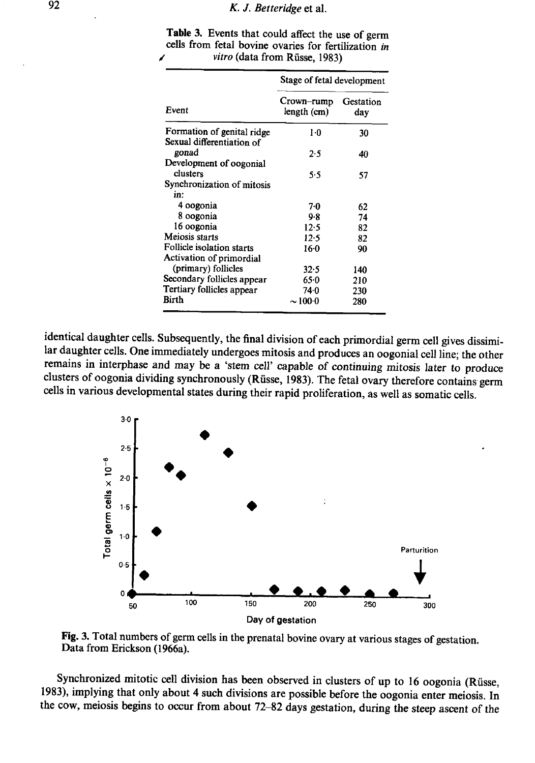**Table 3.** Events that could affect the use of germ cells from fetal bovine ovaries for fertilization *in vitro* (data from Rüsse, 1983)

| Event | Stage of fetal development | |
|---|---|---|
| | Crown–rump length (cm) | Gestation day |
| Formation of genital ridge | 1·0 | 30 |
| Sexual differentiation of gonad | 2·5 | 40 |
| Development of oogonial clusters | 5·5 | 57 |
| Synchronization of mitosis in: | | |
| 4 oogonia | 7·0 | 62 |
| 8 oogonia | 9·8 | 74 |
| 16 oogonia | 12·5 | 82 |
| Meiosis starts | 12·5 | 82 |
| Follicle isolation starts | 16·0 | 90 |
| Activation of primordial (primary) follicles | 32·5 | 140 |
| Secondary follicles appear | 65·0 | 210 |
| Tertiary follicles appear | 74·0 | 230 |
| Birth | ~100·0 | 280 |

identical daughter cells. Subsequently, the final division of each primordial germ cell gives dissimilar daughter cells. One immediately undergoes mitosis and produces an oogonial cell line; the other remains in interphase and may be a 'stem cell' capable of continuing mitosis later to produce clusters of oogonia dividing synchronously (Rüsse, 1983). The fetal ovary therefore contains germ cells in various developmental states during their rapid proliferation, as well as somatic cells.

**Fig. 3.** Total numbers of germ cells in the prenatal bovine ovary at various stages of gestation. Data from Erickson (1966a).

Synchronized mitotic cell division has been observed in clusters of up to 16 oogonia (Rüsse, 1983), implying that only about 4 such divisions are possible before the oogonia enter meiosis. In the cow, meiosis begins to occur from about 72–82 days gestation, during the steep ascent of the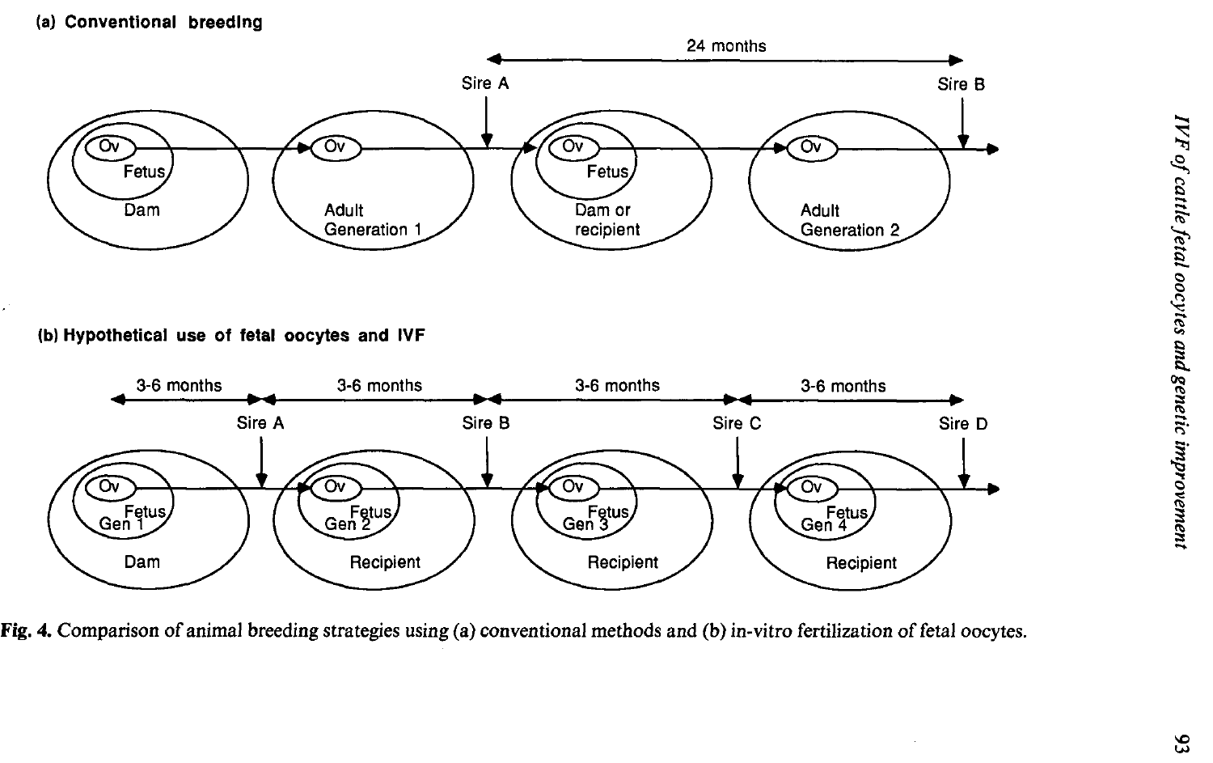**(a) Conventional breeding**

**(b) Hypothetical use of fetal oocytes and IVF**

**Fig. 4.** Comparison of animal breeding strategies using (a) conventional methods and (b) in-vitro fertilization of fetal oocytes.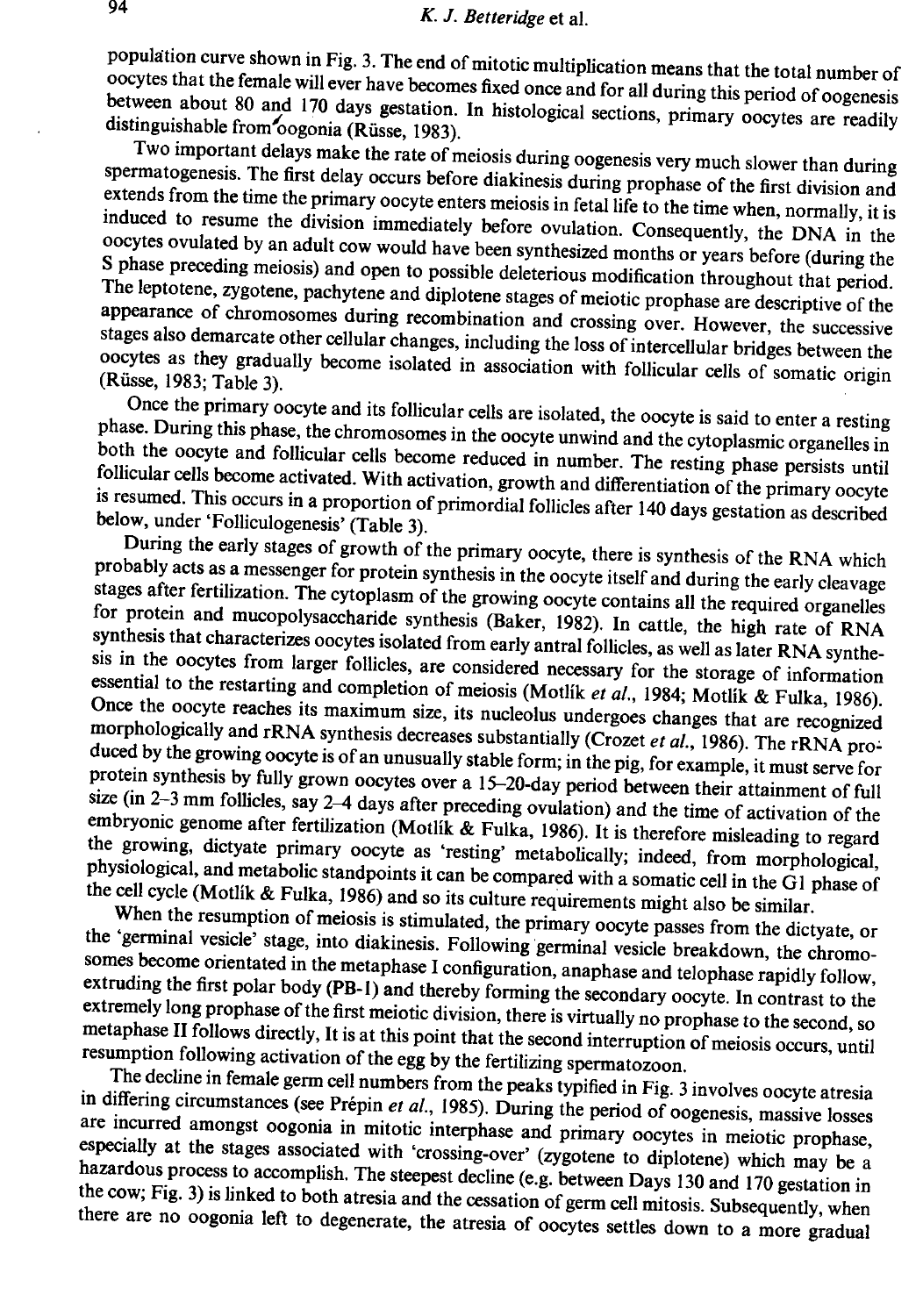population curve shown in Fig. 3. The end of mitotic multiplication means that the total number of oocytes that the female will ever have becomes fixed once and for all during this period of oogenesis between about 80 and 170 days gestation. In histological sections, primary oocytes are readily distinguishable from oogonia (Rüsse, 1983).

Two important delays make the rate of meiosis during oogenesis very much slower than during spermatogenesis. The first delay occurs before diakinesis during prophase of the first division and extends from the time the primary oocyte enters meiosis in fetal life to the time when, normally, it is induced to resume the division immediately before ovulation. Consequently, the DNA in the oocytes ovulated by an adult cow would have been synthesized months or years before (during the S phase preceding meiosis) and open to possible deleterious modification throughout that period. The leptotene, zygotene, pachytene and diplotene stages of meiotic prophase are descriptive of the appearance of chromosomes during recombination and crossing over. However, the successive stages also demarcate other cellular changes, including the loss of intercellular bridges between the oocytes as they gradually become isolated in association with follicular cells of somatic origin (Rüsse, 1983; Table 3).

Once the primary oocyte and its follicular cells are isolated, the oocyte is said to enter a resting phase. During this phase, the chromosomes in the oocyte unwind and the cytoplasmic organelles in both the oocyte and follicular cells become reduced in number. The resting phase persists until follicular cells become activated. With activation, growth and differentiation of the primary oocyte is resumed. This occurs in a proportion of primordial follicles after 140 days gestation as described below, under 'Folliculogenesis' (Table 3).

During the early stages of growth of the primary oocyte, there is synthesis of the RNA which probably acts as a messenger for protein synthesis in the oocyte itself and during the early cleavage stages after fertilization. The cytoplasm of the growing oocyte contains all the required organelles for protein and mucopolysaccharide synthesis (Baker, 1982). In cattle, the high rate of RNA synthesis that characterizes oocytes isolated from early antral follicles, as well as later RNA synthesis in the oocytes from larger follicles, are considered necessary for the storage of information essential to the restarting and completion of meiosis (Motlík *et al.*, 1984; Motlík & Fulka, 1986). Once the oocyte reaches its maximum size, its nucleolus undergoes changes that are recognized morphologically and rRNA synthesis decreases substantially (Crozet *et al.*, 1986). The rRNA produced by the growing oocyte is of an unusually stable form; in the pig, for example, it must serve for protein synthesis by fully grown oocytes over a 15–20-day period between their attainment of full size (in 2–3 mm follicles, say 2–4 days after preceding ovulation) and the time of activation of the embryonic genome after fertilization (Motlík & Fulka, 1986). It is therefore misleading to regard the growing, dictyate primary oocyte as 'resting' metabolically; indeed, from morphological, physiological, and metabolic standpoints it can be compared with a somatic cell in the G1 phase of the cell cycle (Motlík & Fulka, 1986) and so its culture requirements might also be similar.

When the resumption of meiosis is stimulated, the primary oocyte passes from the dictyate, or the 'germinal vesicle' stage, into diakinesis. Following germinal vesicle breakdown, the chromosomes become orientated in the metaphase I configuration, anaphase and telophase rapidly follow, extruding the first polar body (PB-1) and thereby forming the secondary oocyte. In contrast to the extremely long prophase of the first meiotic division, there is virtually no prophase to the second, so metaphase II follows directly, It is at this point that the second interruption of meiosis occurs, until resumption following activation of the egg by the fertilizing spermatozoon.

The decline in female germ cell numbers from the peaks typified in Fig. 3 involves oocyte atresia in differing circumstances (see Prépin *et al.*, 1985). During the period of oogenesis, massive losses are incurred amongst oogonia in mitotic interphase and primary oocytes in meiotic prophase, especially at the stages associated with 'crossing-over' (zygotene to diplotene) which may be a hazardous process to accomplish. The steepest decline (e.g. between Days 130 and 170 gestation in the cow; Fig. 3) is linked to both atresia and the cessation of germ cell mitosis. Subsequently, when there are no oogonia left to degenerate, the atresia of oocytes settles down to a more gradual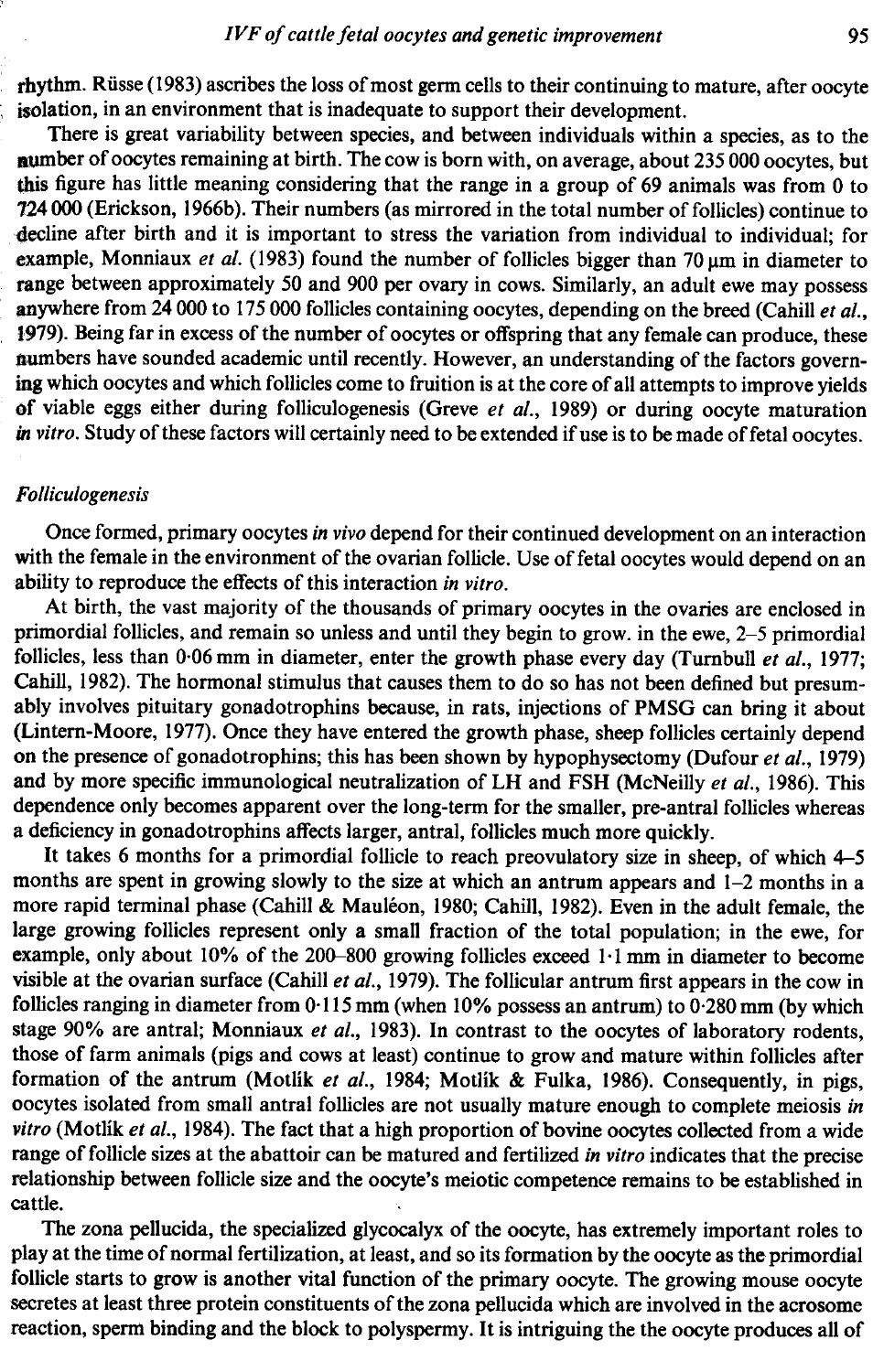rhythm. Rüsse (1983) ascribes the loss of most germ cells to their continuing to mature, after oocyte isolation, in an environment that is inadequate to support their development.

There is great variability between species, and between individuals within a species, as to the number of oocytes remaining at birth. The cow is born with, on average, about 235 000 oocytes, but this figure has little meaning considering that the range in a group of 69 animals was from 0 to 724 000 (Erickson, 1966b). Their numbers (as mirrored in the total number of follicles) continue to decline after birth and it is important to stress the variation from individual to individual; for example, Monniaux *et al.* (1983) found the number of follicles bigger than 70 μm in diameter to range between approximately 50 and 900 per ovary in cows. Similarly, an adult ewe may possess anywhere from 24 000 to 175 000 follicles containing oocytes, depending on the breed (Cahill *et al.*, 1979). Being far in excess of the number of oocytes or offspring that any female can produce, these numbers have sounded academic until recently. However, an understanding of the factors governing which oocytes and which follicles come to fruition is at the core of all attempts to improve yields of viable eggs either during folliculogenesis (Greve *et al.*, 1989) or during oocyte maturation *in vitro*. Study of these factors will certainly need to be extended if use is to be made of fetal oocytes.

### *Folliculogenesis*

Once formed, primary oocytes *in vivo* depend for their continued development on an interaction with the female in the environment of the ovarian follicle. Use of fetal oocytes would depend on an ability to reproduce the effects of this interaction *in vitro*.

At birth, the vast majority of the thousands of primary oocytes in the ovaries are enclosed in primordial follicles, and remain so unless and until they begin to grow. in the ewe, 2–5 primordial follicles, less than 0·06 mm in diameter, enter the growth phase every day (Turnbull *et al.*, 1977; Cahill, 1982). The hormonal stimulus that causes them to do so has not been defined but presumably involves pituitary gonadotrophins because, in rats, injections of PMSG can bring it about (Lintern-Moore, 1977). Once they have entered the growth phase, sheep follicles certainly depend on the presence of gonadotrophins; this has been shown by hypophysectomy (Dufour *et al.*, 1979) and by more specific immunological neutralization of LH and FSH (McNeilly *et al.*, 1986). This dependence only becomes apparent over the long-term for the smaller, pre-antral follicles whereas a deficiency in gonadotrophins affects larger, antral, follicles much more quickly.

It takes 6 months for a primordial follicle to reach preovulatory size in sheep, of which 4–5 months are spent in growing slowly to the size at which an antrum appears and 1–2 months in a more rapid terminal phase (Cahill & Mauléon, 1980; Cahill, 1982). Even in the adult female, the large growing follicles represent only a small fraction of the total population; in the ewe, for example, only about 10% of the 200–800 growing follicles exceed 1·1 mm in diameter to become visible at the ovarian surface (Cahill *et al.*, 1979). The follicular antrum first appears in the cow in follicles ranging in diameter from 0·115 mm (when 10% possess an antrum) to 0·280 mm (by which stage 90% are antral; Monniaux *et al.*, 1983). In contrast to the oocytes of laboratory rodents, those of farm animals (pigs and cows at least) continue to grow and mature within follicles after formation of the antrum (Motlík *et al.*, 1984; Motlík & Fulka, 1986). Consequently, in pigs, oocytes isolated from small antral follicles are not usually mature enough to complete meiosis *in vitro* (Motlík *et al.*, 1984). The fact that a high proportion of bovine oocytes collected from a wide range of follicle sizes at the abattoir can be matured and fertilized *in vitro* indicates that the precise relationship between follicle size and the oocyte's meiotic competence remains to be established in cattle.

The zona pellucida, the specialized glycocalyx of the oocyte, has extremely important roles to play at the time of normal fertilization, at least, and so its formation by the oocyte as the primordial follicle starts to grow is another vital function of the primary oocyte. The growing mouse oocyte secretes at least three protein constituents of the zona pellucida which are involved in the acrosome reaction, sperm binding and the block to polyspermy. It is intriguing the the oocyte produces all of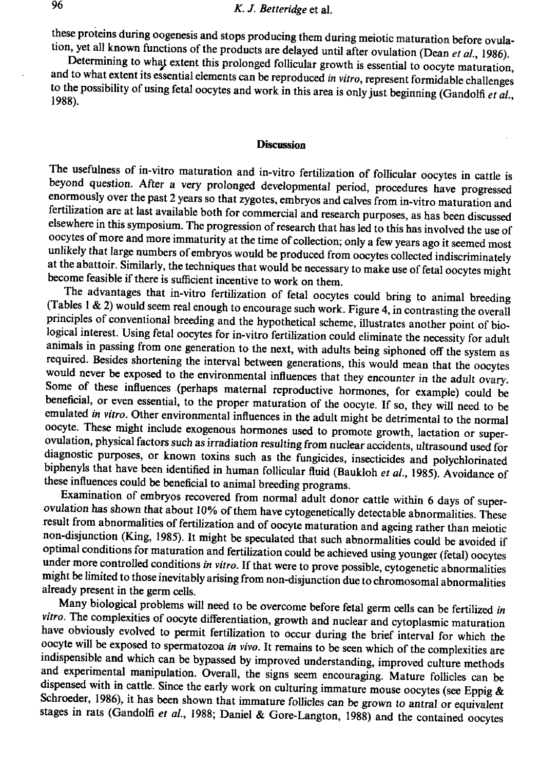these proteins during oogenesis and stops producing them during meiotic maturation before ovulation, yet all known functions of the products are delayed until after ovulation (Dean *et al.*, 1986).

Determining to what extent this prolonged follicular growth is essential to oocyte maturation, and to what extent its essential elements can be reproduced *in vitro*, represent formidable challenges to the possibility of using fetal oocytes and work in this area is only just beginning (Gandolfi *et al.*, 1988).

## Discussion

The usefulness of in-vitro maturation and in-vitro fertilization of follicular oocytes in cattle is beyond question. After a very prolonged developmental period, procedures have progressed enormously over the past 2 years so that zygotes, embryos and calves from in-vitro maturation and fertilization are at last available both for commercial and research purposes, as has been discussed elsewhere in this symposium. The progression of research that has led to this has involved the use of oocytes of more and more immaturity at the time of collection; only a few years ago it seemed most unlikely that large numbers of embryos would be produced from oocytes collected indiscriminately at the abattoir. Similarly, the techniques that would be necessary to make use of fetal oocytes might become feasible if there is sufficient incentive to work on them.

The advantages that in-vitro fertilization of fetal oocytes could bring to animal breeding (Tables 1 & 2) would seem real enough to encourage such work. Figure 4, in contrasting the overall principles of conventional breeding and the hypothetical scheme, illustrates another point of biological interest. Using fetal oocytes for in-vitro fertilization could eliminate the necessity for adult animals in passing from one generation to the next, with adults being siphoned off the system as required. Besides shortening the interval between generations, this would mean that the oocytes would never be exposed to the environmental influences that they encounter in the adult ovary. Some of these influences (perhaps maternal reproductive hormones, for example) could be beneficial, or even essential, to the proper maturation of the oocyte. If so, they will need to be emulated *in vitro*. Other environmental influences in the adult might be detrimental to the normal oocyte. These might include exogenous hormones used to promote growth, lactation or superovulation, physical factors such as irradiation resulting from nuclear accidents, ultrasound used for diagnostic purposes, or known toxins such as the fungicides, insecticides and polychlorinated biphenyls that have been identified in human follicular fluid (Baukloh *et al.*, 1985). Avoidance of these influences could be beneficial to animal breeding programs.

Examination of embryos recovered from normal adult donor cattle within 6 days of superovulation has shown that about 10% of them have cytogenetically detectable abnormalities. These result from abnormalities of fertilization and of oocyte maturation and ageing rather than meiotic non-disjunction (King, 1985). It might be speculated that such abnormalities could be avoided if optimal conditions for maturation and fertilization could be achieved using younger (fetal) oocytes under more controlled conditions *in vitro*. If that were to prove possible, cytogenetic abnormalities might be limited to those inevitably arising from non-disjunction due to chromosomal abnormalities already present in the germ cells.

Many biological problems will need to be overcome before fetal germ cells can be fertilized *in vitro*. The complexities of oocyte differentiation, growth and nuclear and cytoplasmic maturation have obviously evolved to permit fertilization to occur during the brief interval for which the oocyte will be exposed to spermatozoa *in vivo*. It remains to be seen which of the complexities are indispensible and which can be bypassed by improved understanding, improved culture methods and experimental manipulation. Overall, the signs seem encouraging. Mature follicles can be dispensed with in cattle. Since the early work on culturing immature mouse oocytes (see Eppig & Schroeder, 1986), it has been shown that immature follicles can be grown to antral or equivalent stages in rats (Gandolfi *et al.*, 1988; Daniel & Gore-Langton, 1988) and the contained oocytes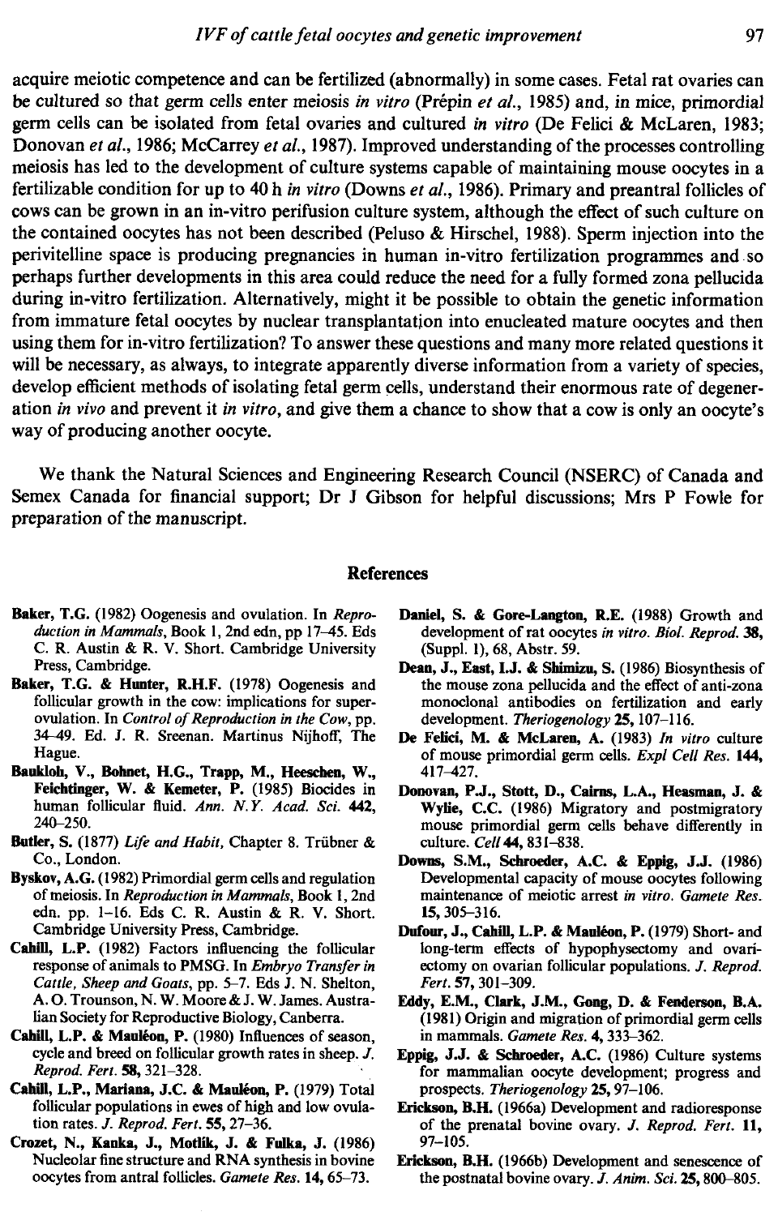acquire meiotic competence and can be fertilized (abnormally) in some cases. Fetal rat ovaries can be cultured so that germ cells enter meiosis *in vitro* (Prépin *et al.*, 1985) and, in mice, primordial germ cells can be isolated from fetal ovaries and cultured *in vitro* (De Felici & McLaren, 1983; Donovan *et al.*, 1986; McCarrey *et al.*, 1987). Improved understanding of the processes controlling meiosis has led to the development of culture systems capable of maintaining mouse oocytes in a fertilizable condition for up to 40 h *in vitro* (Downs *et al.*, 1986). Primary and preantral follicles of cows can be grown in an in-vitro perifusion culture system, although the effect of such culture on the contained oocytes has not been described (Peluso & Hirschel, 1988). Sperm injection into the perivitelline space is producing pregnancies in human in-vitro fertilization programmes and so perhaps further developments in this area could reduce the need for a fully formed zona pellucida during in-vitro fertilization. Alternatively, might it be possible to obtain the genetic information from immature fetal oocytes by nuclear transplantation into enucleated mature oocytes and then using them for in-vitro fertilization? To answer these questions and many more related questions it will be necessary, as always, to integrate apparently diverse information from a variety of species, develop efficient methods of isolating fetal germ cells, understand their enormous rate of degeneration *in vivo* and prevent it *in vitro*, and give them a chance to show that a cow is only an oocyte's way of producing another oocyte.

We thank the Natural Sciences and Engineering Research Council (NSERC) of Canada and Semex Canada for financial support; Dr J Gibson for helpful discussions; Mrs P Fowle for preparation of the manuscript.

## References

**Baker, T.G.** (1982) Oogenesis and ovulation. In *Reproduction in Mammals*, Book 1, 2nd edn, pp 17–45. Eds C. R. Austin & R. V. Short. Cambridge University Press, Cambridge.

**Baker, T.G. & Hunter, R.H.F.** (1978) Oogenesis and follicular growth in the cow: implications for superovulation. In *Control of Reproduction in the Cow*, pp. 34–49. Ed. J. R. Sreenan. Martinus Nijhoff, The Hague.

**Baukloh, V., Bohnet, H.G., Trapp, M., Heeschen, W., Feichtinger, W. & Kemeter, P.** (1985) Biocides in human follicular fluid. *Ann. N.Y. Acad. Sci.* **442**, 240–250.

**Butler, S.** (1877) *Life and Habit*, Chapter 8. Trübner & Co., London.

**Byskov, A.G.** (1982) Primordial germ cells and regulation of meiosis. In *Reproduction in Mammals*, Book 1, 2nd edn. pp. 1–16. Eds C. R. Austin & R. V. Short. Cambridge University Press, Cambridge.

**Cahill, L.P.** (1982) Factors influencing the follicular response of animals to PMSG. In *Embryo Transfer in Cattle, Sheep and Goats*, pp. 5–7. Eds J. N. Shelton, A. O. Trounson, N. W. Moore & J. W. James. Australian Society for Reproductive Biology, Canberra.

**Cahill, L.P. & Mauléon, P.** (1980) Influences of season, cycle and breed on follicular growth rates in sheep. *J. Reprod. Fert.* **58**, 321–328.

**Cahill, L.P., Mariana, J.C. & Mauléon, P.** (1979) Total follicular populations in ewes of high and low ovulation rates. *J. Reprod. Fert.* **55**, 27–36.

**Crozet, N., Kanka, J., Motlik, J. & Fulka, J.** (1986) Nucleolar fine structure and RNA synthesis in bovine oocytes from antral follicles. *Gamete Res.* **14**, 65–73.

**Daniel, S. & Gore-Langton, R.E.** (1988) Growth and development of rat oocytes *in vitro*. *Biol. Reprod.* **38**, (Suppl. 1), 68, Abstr. 59.

**Dean, J., East, I.J. & Shimizu, S.** (1986) Biosynthesis of the mouse zona pellucida and the effect of anti-zona monoclonal antibodies on fertilization and early development. *Theriogenology* **25**, 107–116.

**De Felici, M. & McLaren, A.** (1983) *In vitro* culture of mouse primordial germ cells. *Expl Cell Res.* **144**, 417–427.

**Donovan, P.J., Stott, D., Cairns, L.A., Heasman, J. & Wylie, C.C.** (1986) Migratory and postmigratory mouse primordial germ cells behave differently in culture. *Cell* **44**, 831–838.

**Downs, S.M., Schroeder, A.C. & Eppig, J.J.** (1986) Developmental capacity of mouse oocytes following maintenance of meiotic arrest *in vitro*. *Gamete Res.* **15**, 305–316.

**Dufour, J., Cahill, L.P. & Mauléon, P.** (1979) Short- and long-term effects of hypophysectomy and ovariectomy on ovarian follicular populations. *J. Reprod. Fert.* **57**, 301–309.

**Eddy, E.M., Clark, J.M., Gong, D. & Fenderson, B.A.** (1981) Origin and migration of primordial germ cells in mammals. *Gamete Res.* **4**, 333–362.

**Eppig, J.J. & Schroeder, A.C.** (1986) Culture systems for mammalian oocyte development; progress and prospects. *Theriogenology* **25**, 97–106.

**Erickson, B.H.** (1966a) Development and radioresponse of the prenatal bovine ovary. *J. Reprod. Fert.* **11**, 97–105.

**Erickson, B.H.** (1966b) Development and senescence of the postnatal bovine ovary. *J. Anim. Sci.* **25**, 800–805.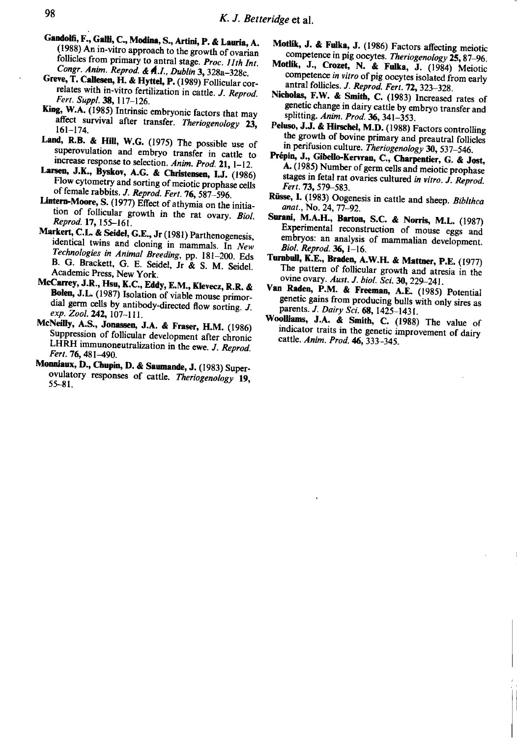**Gandolfi, F., Galli, C., Modina, S., Artini, P. & Lauria, A.** (1988) An in-vitro approach to the growth of ovarian follicles from primary to antral stage. *Proc. 11th Int. Congr. Anim. Reprod. & A.I., Dublin* **3**, 328a–328c.

**Greve, T. Callesen, H. & Hyttel, P.** (1989) Follicular correlates with in-vitro fertilization in cattle. *J. Reprod. Fert. Suppl.* **38**, 117–126.

**King, W.A.** (1985) Intrinsic embryonic factors that may affect survival after transfer. *Theriogenology* **23**, 161–174.

**Land, R.B. & Hill, W.G.** (1975) The possible use of superovulation and embryo transfer in cattle to increase response to selection. *Anim. Prod.* **21**, 1–12.

**Larsen, J.K., Byskov, A.G. & Christensen, I.J.** (1986) Flow cytometry and sorting of meiotic prophase cells of female rabbits. *J. Reprod. Fert.* **76**, 587–596.

**Lintern-Moore, S.** (1977) Effect of athymia on the initiation of follicular growth in the rat ovary. *Biol. Reprod.* **17**, 155–161.

**Markert, C.L. & Seidel, G.E., Jr** (1981) Parthenogenesis, identical twins and cloning in mammals. In *New Technologies in Animal Breeding*, pp. 181–200. Eds B. G. Brackett, G. E. Seidel, Jr & S. M. Seidel. Academic Press, New York.

**McCarrey, J.R., Hsu, K.C., Eddy, E.M., Klevecz, R.R. & Bolen, J.L.** (1987) Isolation of viable mouse primordial germ cells by antibody-directed flow sorting. *J. exp. Zool.* **242**, 107–111.

**McNeilly, A.S., Jonassen, J.A. & Fraser, H.M.** (1986) Suppression of follicular development after chronic LHRH immunoneutralization in the ewe. *J. Reprod. Fert.* **76**, 481–490.

**Monniaux, D., Chupin, D. & Saumande, J.** (1983) Superovulatory responses of cattle. *Theriogenology* **19**, 55–81.

**Motlík, J. & Fulka, J.** (1986) Factors affecting meiotic competence in pig oocytes. *Theriogenology* **25**, 87–96.

**Motlík, J., Crozet, N. & Fulka, J.** (1984) Meiotic competence *in vitro* of pig oocytes isolated from early antral follicles. *J. Reprod. Fert.* **72**, 323–328.

**Nicholas, F.W. & Smith, C.** (1983) Increased rates of genetic change in dairy cattle by embryo transfer and splitting. *Anim. Prod.* **36**, 341–353.

**Peluso, J.J. & Hirschel, M.D.** (1988) Factors controlling the growth of bovine primary and preautral follicles in perifusion culture. *Theriogenology* **30**, 537–546.

**Prépin, J., Gibello-Kervran, C., Charpentier, G. & Jost, A.** (1985) Number of germ cells and meiotic prophase stages in fetal rat ovaries cultured *in vitro*. *J. Reprod. Fert.* **73**, 579–583.

**Rüsse, I.** (1983) Oogenesis in cattle and sheep. *Biblthca anat.*, No. 24, 77–92.

**Surani, M.A.H., Barton, S.C. & Norris, M.L.** (1987) Experimental reconstruction of mouse eggs and embryos: an analysis of mammalian development. *Biol. Reprod.* **36**, 1–16.

**Turnbull, K.E., Braden, A.W.H. & Mattner, P.E.** (1977) The pattern of follicular growth and atresia in the ovine ovary. *Aust. J. biol. Sci.* **30**, 229–241.

**Van Raden, P.M. & Freeman, A.E.** (1985) Potential genetic gains from producing bulls with only sires as parents. *J. Dairy Sci.* **68**, 1425–1431.

**Woolliams, J.A. & Smith, C.** (1988) The value of indicator traits in the genetic improvement of dairy cattle. *Anim. Prod.* **46**, 333–345.